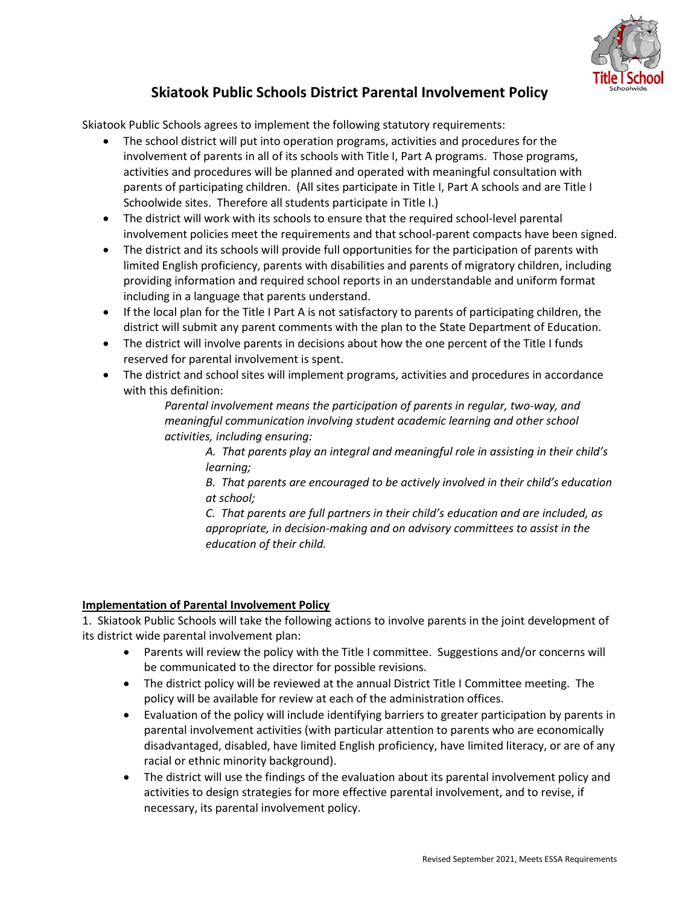# Skiatook Public Schools District Parental Involvement Policy

Skiatook Public Schools agrees to implement the following statutory requirements:

- The school district will put into operation programs, activities and procedures for the involvement of parents in all of its schools with Title I, Part A programs. Those programs, activities and procedures will be planned and operated with meaningful consultation with parents of participating children. (All sites participate in Title I, Part A schools and are Title I Schoolwide sites. Therefore all students participate in Title I.)
- The district will work with its schools to ensure that the required school-level parental involvement policies meet the requirements and that school-parent compacts have been signed.
- The district and its schools will provide full opportunities for the participation of parents with limited English proficiency, parents with disabilities and parents of migratory children, including providing information and required school reports in an understandable and uniform format including in a language that parents understand.
- If the local plan for the Title I Part A is not satisfactory to parents of participating children, the district will submit any parent comments with the plan to the State Department of Education.
- The district will involve parents in decisions about how the one percent of the Title I funds reserved for parental involvement is spent.
- The district and school sites will implement programs, activities and procedures in accordance with this definition:

  *Parental involvement means the participation of parents in regular, two-way, and meaningful communication involving student academic learning and other school activities, including ensuring:*

  *A. That parents play an integral and meaningful role in assisting in their child's learning;*

  *B. That parents are encouraged to be actively involved in their child's education at school;*

  *C. That parents are full partners in their child's education and are included, as appropriate, in decision-making and on advisory committees to assist in the education of their child.*

**Implementation of Parental Involvement Policy**

1. Skiatook Public Schools will take the following actions to involve parents in the joint development of its district wide parental involvement plan:
   - Parents will review the policy with the Title I committee. Suggestions and/or concerns will be communicated to the director for possible revisions.
   - The district policy will be reviewed at the annual District Title I Committee meeting. The policy will be available for review at each of the administration offices.
   - Evaluation of the policy will include identifying barriers to greater participation by parents in parental involvement activities (with particular attention to parents who are economically disadvantaged, disabled, have limited English proficiency, have limited literacy, or are of any racial or ethnic minority background).
   - The district will use the findings of the evaluation about its parental involvement policy and activities to design strategies for more effective parental involvement, and to revise, if necessary, its parental involvement policy.

Revised September 2021, Meets ESSA Requirements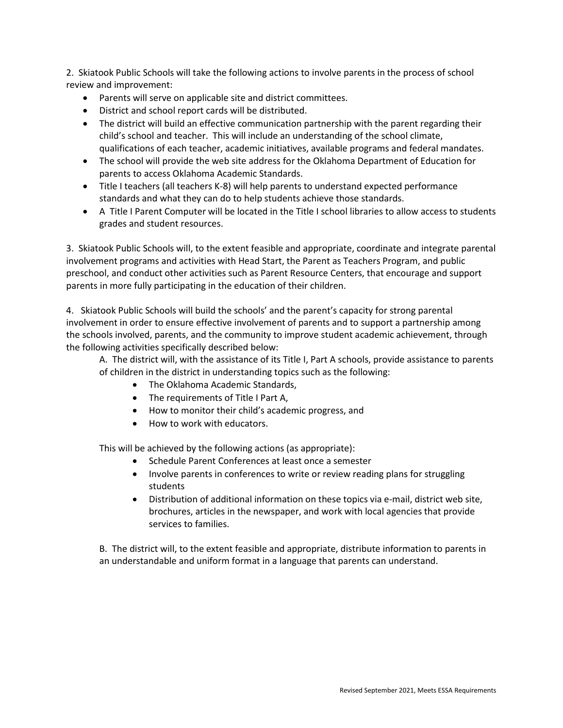2. Skiatook Public Schools will take the following actions to involve parents in the process of school review and improvement:

- Parents will serve on applicable site and district committees.
- District and school report cards will be distributed.
- The district will build an effective communication partnership with the parent regarding their child's school and teacher. This will include an understanding of the school climate, qualifications of each teacher, academic initiatives, available programs and federal mandates.
- The school will provide the web site address for the Oklahoma Department of Education for parents to access Oklahoma Academic Standards.
- Title I teachers (all teachers K-8) will help parents to understand expected performance standards and what they can do to help students achieve those standards.
- A Title I Parent Computer will be located in the Title I school libraries to allow access to students grades and student resources.

3. Skiatook Public Schools will, to the extent feasible and appropriate, coordinate and integrate parental involvement programs and activities with Head Start, the Parent as Teachers Program, and public preschool, and conduct other activities such as Parent Resource Centers, that encourage and support parents in more fully participating in the education of their children.

4. Skiatook Public Schools will build the schools' and the parent's capacity for strong parental involvement in order to ensure effective involvement of parents and to support a partnership among the schools involved, parents, and the community to improve student academic achievement, through the following activities specifically described below:

A. The district will, with the assistance of its Title I, Part A schools, provide assistance to parents of children in the district in understanding topics such as the following:

- The Oklahoma Academic Standards,
- The requirements of Title I Part A,
- How to monitor their child's academic progress, and
- How to work with educators.

This will be achieved by the following actions (as appropriate):

- Schedule Parent Conferences at least once a semester
- Involve parents in conferences to write or review reading plans for struggling students
- Distribution of additional information on these topics via e-mail, district web site, brochures, articles in the newspaper, and work with local agencies that provide services to families.

B. The district will, to the extent feasible and appropriate, distribute information to parents in an understandable and uniform format in a language that parents can understand.

Revised September 2021, Meets ESSA Requirements